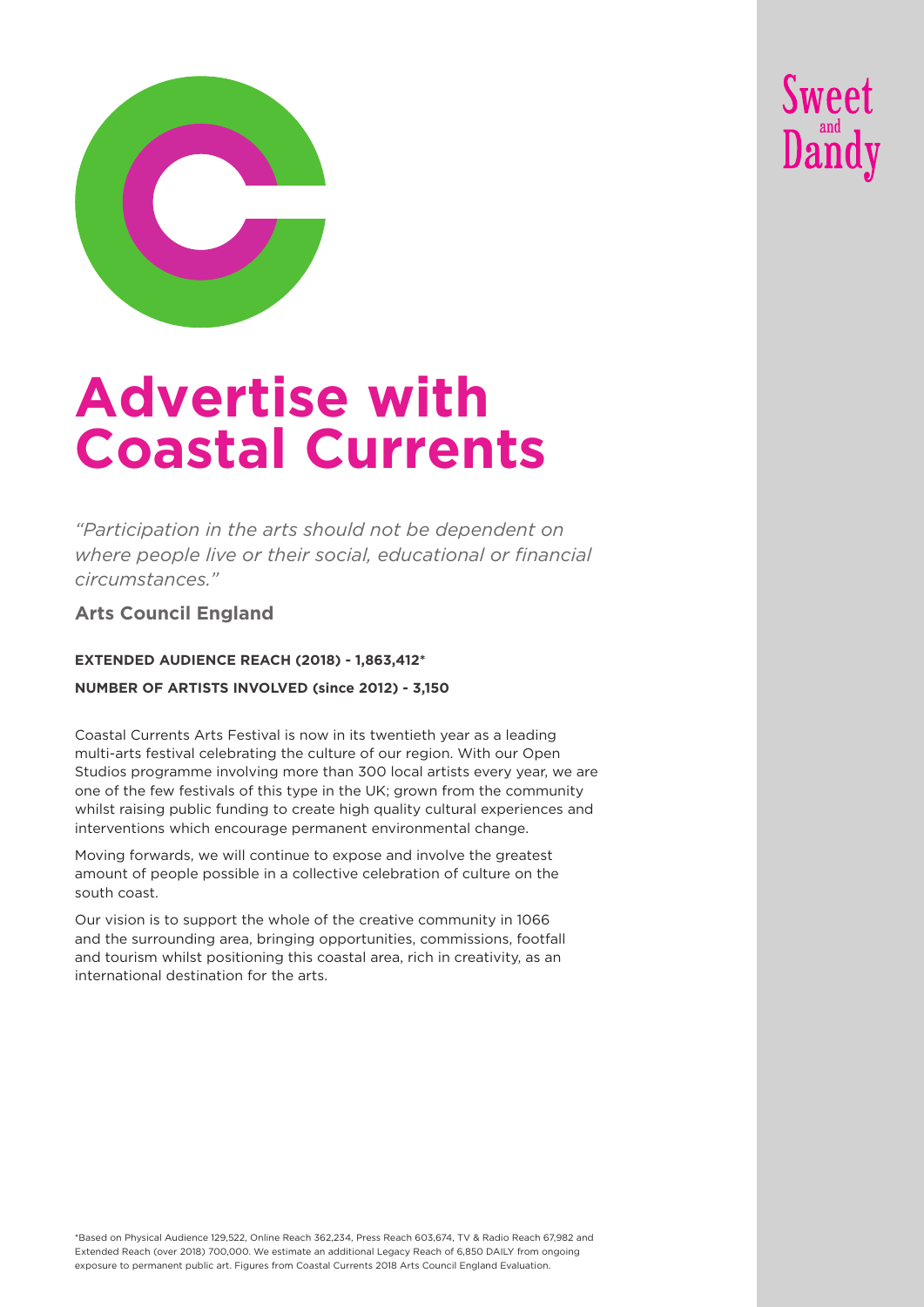Sweet and Dandy

# Advertise with Coastal Currents

*"Participation in the arts should not be dependent on where people live or their social, educational or financial circumstances."*

**Arts Council England**

**EXTENDED AUDIENCE REACH (2018) - 1,863,412***

**NUMBER OF ARTISTS INVOLVED (since 2012) - 3,150**

Coastal Currents Arts Festival is now in its twentieth year as a leading multi-arts festival celebrating the culture of our region. With our Open Studios programme involving more than 300 local artists every year, we are one of the few festivals of this type in the UK; grown from the community whilst raising public funding to create high quality cultural experiences and interventions which encourage permanent environmental change.

Moving forwards, we will continue to expose and involve the greatest amount of people possible in a collective celebration of culture on the south coast.

Our vision is to support the whole of the creative community in 1066 and the surrounding area, bringing opportunities, commissions, footfall and tourism whilst positioning this coastal area, rich in creativity, as an international destination for the arts.

*Based on Physical Audience 129,522, Online Reach 362,234, Press Reach 603,674, TV & Radio Reach 67,982 and Extended Reach (over 2018) 700,000. We estimate an additional Legacy Reach of 6,850 DAILY from ongoing exposure to permanent public art. Figures from Coastal Currents 2018 Arts Council England Evaluation.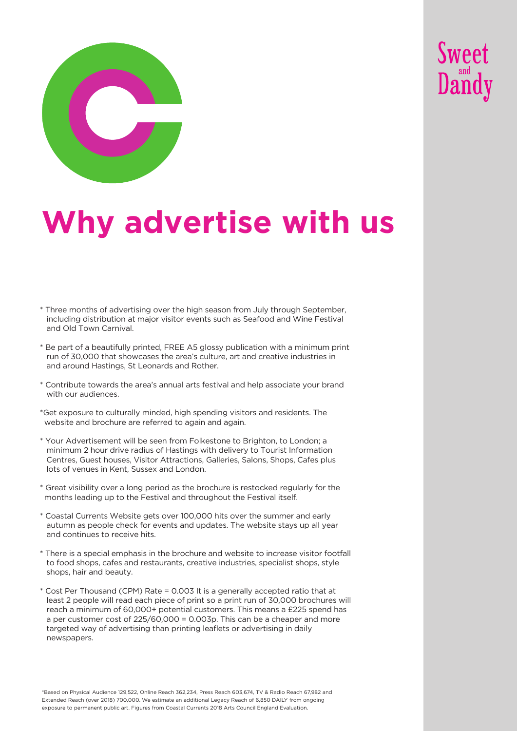Sweet and Dandy

# Why advertise with us

* Three months of advertising over the high season from July through September, including distribution at major visitor events such as Seafood and Wine Festival and Old Town Carnival.

* Be part of a beautifully printed, FREE A5 glossy publication with a minimum print run of 30,000 that showcases the area's culture, art and creative industries in and around Hastings, St Leonards and Rother.

* Contribute towards the area's annual arts festival and help associate your brand with our audiences.

*Get exposure to culturally minded, high spending visitors and residents. The website and brochure are referred to again and again.

* Your Advertisement will be seen from Folkestone to Brighton, to London; a minimum 2 hour drive radius of Hastings with delivery to Tourist Information Centres, Guest houses, Visitor Attractions, Galleries, Salons, Shops, Cafes plus lots of venues in Kent, Sussex and London.

* Great visibility over a long period as the brochure is restocked regularly for the months leading up to the Festival and throughout the Festival itself.

* Coastal Currents Website gets over 100,000 hits over the summer and early autumn as people check for events and updates. The website stays up all year and continues to receive hits.

* There is a special emphasis in the brochure and website to increase visitor footfall to food shops, cafes and restaurants, creative industries, specialist shops, style shops, hair and beauty.

* Cost Per Thousand (CPM) Rate = 0.003 It is a generally accepted ratio that at least 2 people will read each piece of print so a print run of 30,000 brochures will reach a minimum of 60,000+ potential customers. This means a £225 spend has a per customer cost of 225/60,000 = 0.003p. This can be a cheaper and more targeted way of advertising than printing leaflets or advertising in daily newspapers.

*Based on Physical Audience 129,522, Online Reach 362,234, Press Reach 603,674, TV & Radio Reach 67,982 and Extended Reach (over 2018) 700,000. We estimate an additional Legacy Reach of 6,850 DAILY from ongoing exposure to permanent public art. Figures from Coastal Currents 2018 Arts Council England Evaluation.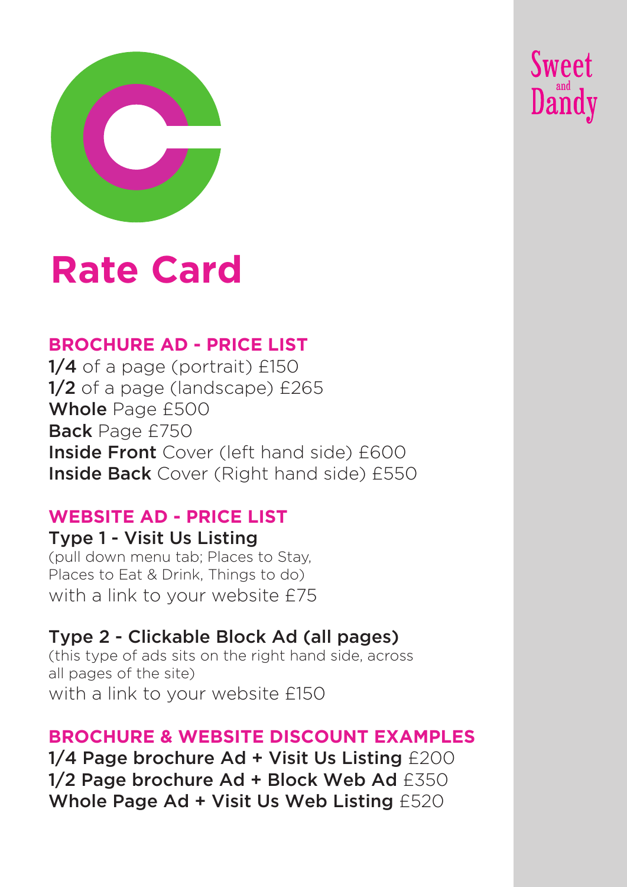Sweet and Dandy

# Rate Card

## BROCHURE AD - PRICE LIST

**1/4** of a page (portrait) £150
**1/2** of a page (landscape) £265
**Whole** Page £500
**Back** Page £750
**Inside Front** Cover (left hand side) £600
**Inside Back** Cover (Right hand side) £550

## WEBSITE AD - PRICE LIST

**Type 1 - Visit Us Listing**
(pull down menu tab; Places to Stay, Places to Eat & Drink, Things to do)
with a link to your website £75

**Type 2 - Clickable Block Ad (all pages)**
(this type of ads sits on the right hand side, across all pages of the site)
with a link to your website £150

## BROCHURE & WEBSITE DISCOUNT EXAMPLES

**1/4 Page brochure Ad + Visit Us Listing** £200
**1/2 Page brochure Ad + Block Web Ad** £350
**Whole Page Ad + Visit Us Web Listing** £520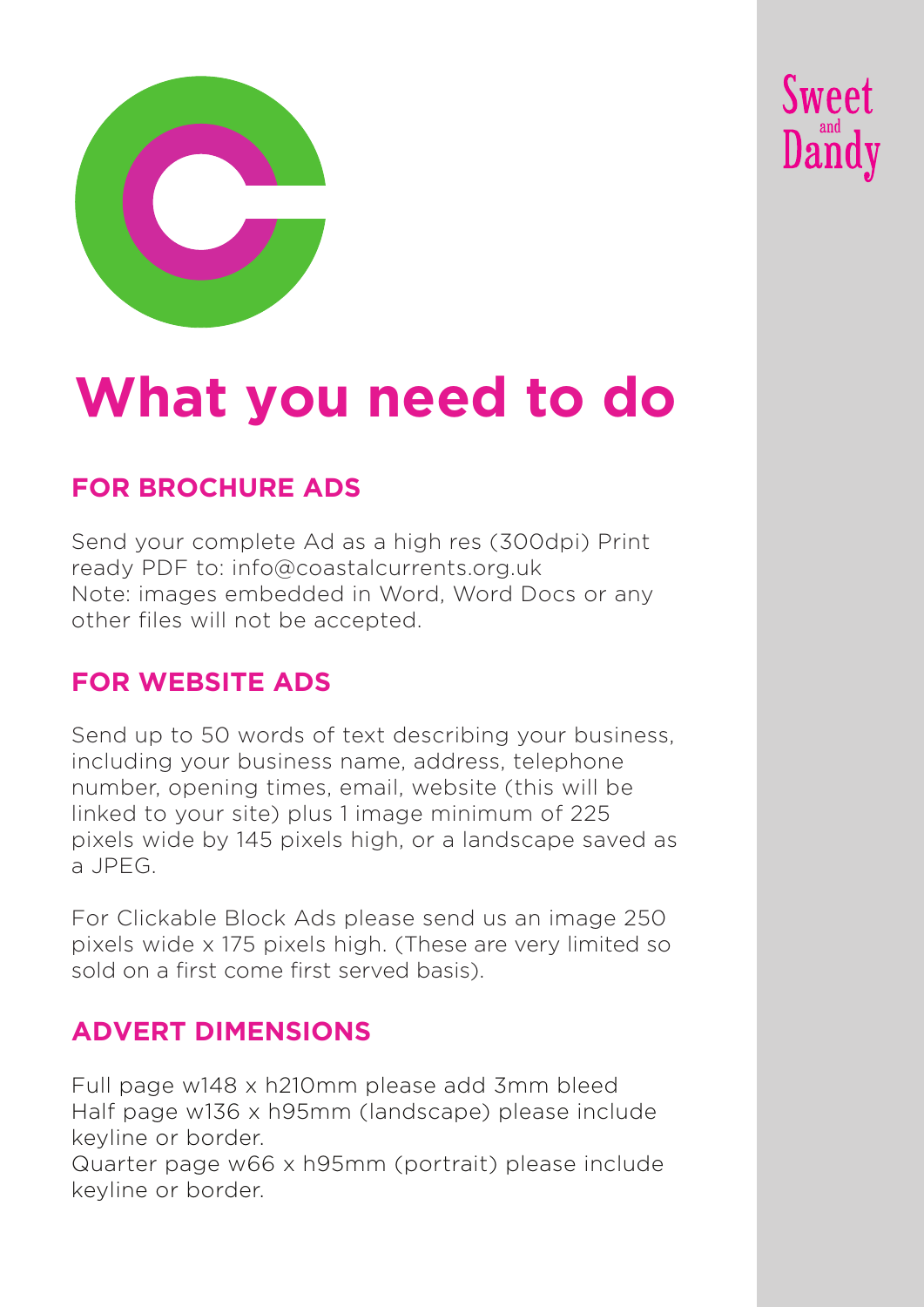Sweet and Dandy

# What you need to do

## FOR BROCHURE ADS

Send your complete Ad as a high res (300dpi) Print ready PDF to: info@coastalcurrents.org.uk
Note: images embedded in Word, Word Docs or any other files will not be accepted.

## FOR WEBSITE ADS

Send up to 50 words of text describing your business, including your business name, address, telephone number, opening times, email, website (this will be linked to your site) plus 1 image minimum of 225 pixels wide by 145 pixels high, or a landscape saved as a JPEG.

For Clickable Block Ads please send us an image 250 pixels wide x 175 pixels high. (These are very limited so sold on a first come first served basis).

## ADVERT DIMENSIONS

Full page w148 x h210mm please add 3mm bleed
Half page w136 x h95mm (landscape) please include keyline or border.
Quarter page w66 x h95mm (portrait) please include keyline or border.